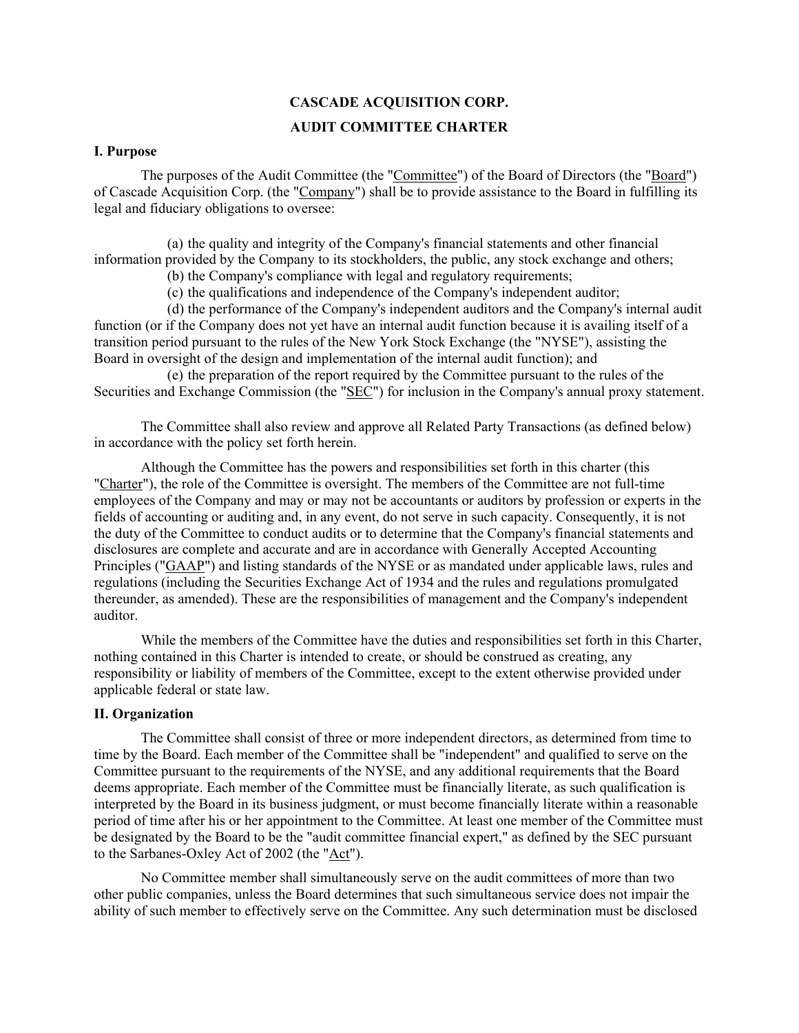# CASCADE ACQUISITION CORP.

# AUDIT COMMITTEE CHARTER

## I. Purpose

The purposes of the Audit Committee (the "Committee") of the Board of Directors (the "Board") of Cascade Acquisition Corp. (the "Company") shall be to provide assistance to the Board in fulfilling its legal and fiduciary obligations to oversee:

(a) the quality and integrity of the Company's financial statements and other financial information provided by the Company to its stockholders, the public, any stock exchange and others;

(b) the Company's compliance with legal and regulatory requirements;

(c) the qualifications and independence of the Company's independent auditor;

(d) the performance of the Company's independent auditors and the Company's internal audit function (or if the Company does not yet have an internal audit function because it is availing itself of a transition period pursuant to the rules of the New York Stock Exchange (the "NYSE"), assisting the Board in oversight of the design and implementation of the internal audit function); and

(e) the preparation of the report required by the Committee pursuant to the rules of the Securities and Exchange Commission (the "SEC") for inclusion in the Company's annual proxy statement.

The Committee shall also review and approve all Related Party Transactions (as defined below) in accordance with the policy set forth herein.

Although the Committee has the powers and responsibilities set forth in this charter (this "Charter"), the role of the Committee is oversight. The members of the Committee are not full-time employees of the Company and may or may not be accountants or auditors by profession or experts in the fields of accounting or auditing and, in any event, do not serve in such capacity. Consequently, it is not the duty of the Committee to conduct audits or to determine that the Company's financial statements and disclosures are complete and accurate and are in accordance with Generally Accepted Accounting Principles ("GAAP") and listing standards of the NYSE or as mandated under applicable laws, rules and regulations (including the Securities Exchange Act of 1934 and the rules and regulations promulgated thereunder, as amended). These are the responsibilities of management and the Company's independent auditor.

While the members of the Committee have the duties and responsibilities set forth in this Charter, nothing contained in this Charter is intended to create, or should be construed as creating, any responsibility or liability of members of the Committee, except to the extent otherwise provided under applicable federal or state law.

## II. Organization

The Committee shall consist of three or more independent directors, as determined from time to time by the Board. Each member of the Committee shall be "independent" and qualified to serve on the Committee pursuant to the requirements of the NYSE, and any additional requirements that the Board deems appropriate. Each member of the Committee must be financially literate, as such qualification is interpreted by the Board in its business judgment, or must become financially literate within a reasonable period of time after his or her appointment to the Committee. At least one member of the Committee must be designated by the Board to be the "audit committee financial expert," as defined by the SEC pursuant to the Sarbanes-Oxley Act of 2002 (the "Act").

No Committee member shall simultaneously serve on the audit committees of more than two other public companies, unless the Board determines that such simultaneous service does not impair the ability of such member to effectively serve on the Committee. Any such determination must be disclosed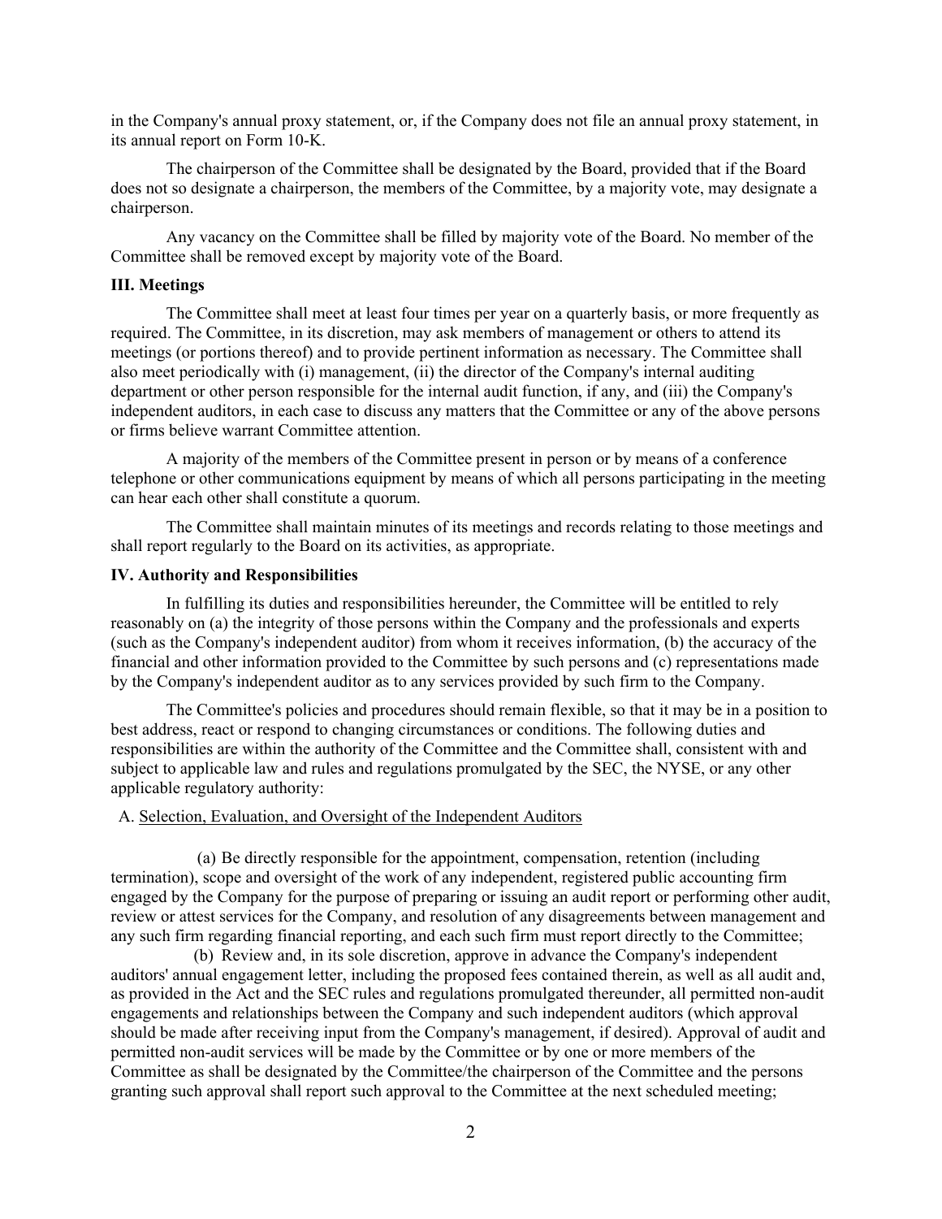in the Company's annual proxy statement, or, if the Company does not file an annual proxy statement, in its annual report on Form 10-K.

The chairperson of the Committee shall be designated by the Board, provided that if the Board does not so designate a chairperson, the members of the Committee, by a majority vote, may designate a chairperson.

Any vacancy on the Committee shall be filled by majority vote of the Board. No member of the Committee shall be removed except by majority vote of the Board.

**III. Meetings**

The Committee shall meet at least four times per year on a quarterly basis, or more frequently as required. The Committee, in its discretion, may ask members of management or others to attend its meetings (or portions thereof) and to provide pertinent information as necessary. The Committee shall also meet periodically with (i) management, (ii) the director of the Company's internal auditing department or other person responsible for the internal audit function, if any, and (iii) the Company's independent auditors, in each case to discuss any matters that the Committee or any of the above persons or firms believe warrant Committee attention.

A majority of the members of the Committee present in person or by means of a conference telephone or other communications equipment by means of which all persons participating in the meeting can hear each other shall constitute a quorum.

The Committee shall maintain minutes of its meetings and records relating to those meetings and shall report regularly to the Board on its activities, as appropriate.

**IV. Authority and Responsibilities**

In fulfilling its duties and responsibilities hereunder, the Committee will be entitled to rely reasonably on (a) the integrity of those persons within the Company and the professionals and experts (such as the Company's independent auditor) from whom it receives information, (b) the accuracy of the financial and other information provided to the Committee by such persons and (c) representations made by the Company's independent auditor as to any services provided by such firm to the Company.

The Committee's policies and procedures should remain flexible, so that it may be in a position to best address, react or respond to changing circumstances or conditions. The following duties and responsibilities are within the authority of the Committee and the Committee shall, consistent with and subject to applicable law and rules and regulations promulgated by the SEC, the NYSE, or any other applicable regulatory authority:

A. <u>Selection, Evaluation, and Oversight of the Independent Auditors</u>

(a) Be directly responsible for the appointment, compensation, retention (including termination), scope and oversight of the work of any independent, registered public accounting firm engaged by the Company for the purpose of preparing or issuing an audit report or performing other audit, review or attest services for the Company, and resolution of any disagreements between management and any such firm regarding financial reporting, and each such firm must report directly to the Committee;

(b) Review and, in its sole discretion, approve in advance the Company's independent auditors' annual engagement letter, including the proposed fees contained therein, as well as all audit and, as provided in the Act and the SEC rules and regulations promulgated thereunder, all permitted non-audit engagements and relationships between the Company and such independent auditors (which approval should be made after receiving input from the Company's management, if desired). Approval of audit and permitted non-audit services will be made by the Committee or by one or more members of the Committee as shall be designated by the Committee/the chairperson of the Committee and the persons granting such approval shall report such approval to the Committee at the next scheduled meeting;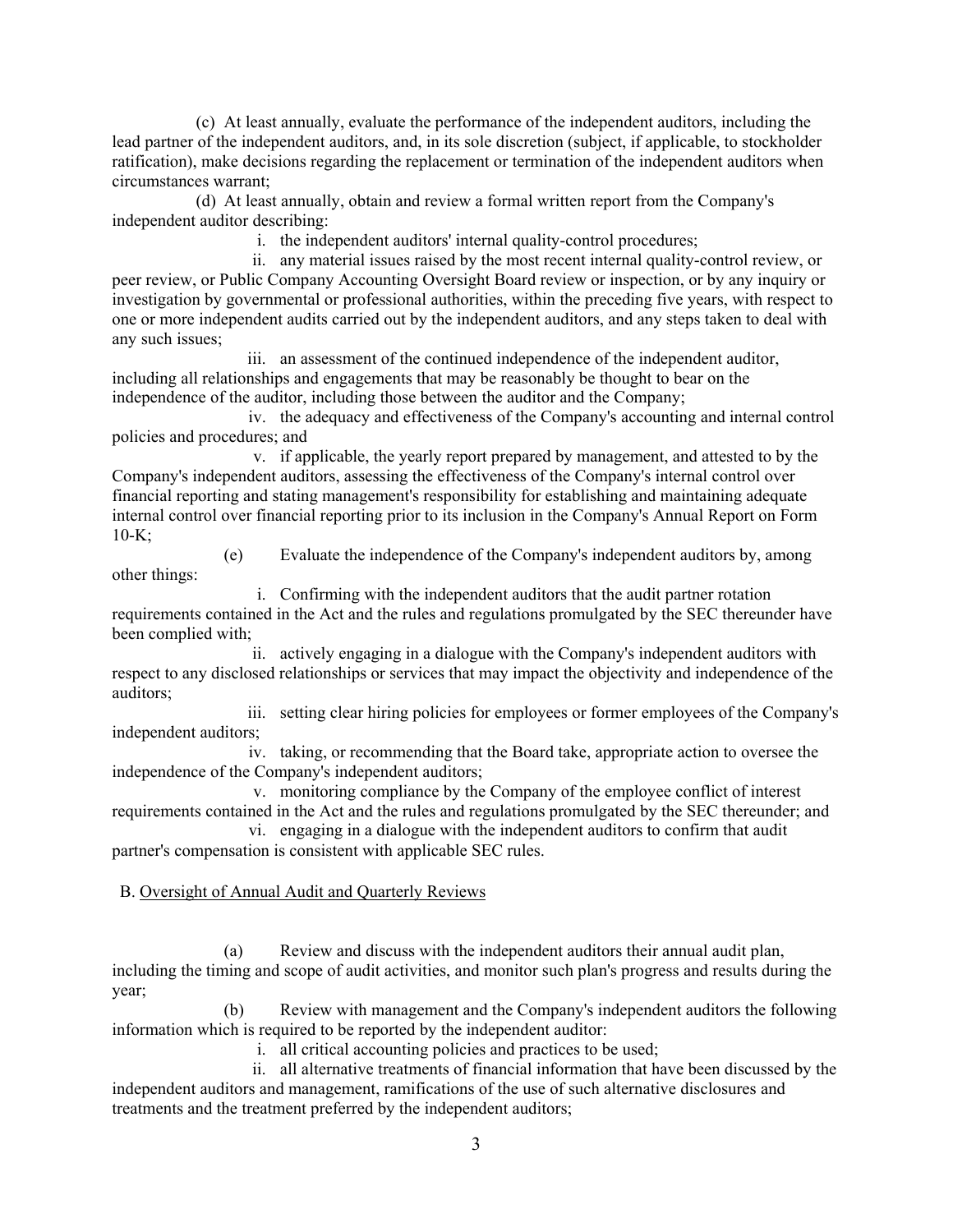(c) At least annually, evaluate the performance of the independent auditors, including the lead partner of the independent auditors, and, in its sole discretion (subject, if applicable, to stockholder ratification), make decisions regarding the replacement or termination of the independent auditors when circumstances warrant;

(d) At least annually, obtain and review a formal written report from the Company's independent auditor describing:

i. the independent auditors' internal quality-control procedures;

ii. any material issues raised by the most recent internal quality-control review, or peer review, or Public Company Accounting Oversight Board review or inspection, or by any inquiry or investigation by governmental or professional authorities, within the preceding five years, with respect to one or more independent audits carried out by the independent auditors, and any steps taken to deal with any such issues;

iii. an assessment of the continued independence of the independent auditor, including all relationships and engagements that may be reasonably be thought to bear on the independence of the auditor, including those between the auditor and the Company;

iv. the adequacy and effectiveness of the Company's accounting and internal control policies and procedures; and

v. if applicable, the yearly report prepared by management, and attested to by the Company's independent auditors, assessing the effectiveness of the Company's internal control over financial reporting and stating management's responsibility for establishing and maintaining adequate internal control over financial reporting prior to its inclusion in the Company's Annual Report on Form 10-K;

(e) Evaluate the independence of the Company's independent auditors by, among other things:

i. Confirming with the independent auditors that the audit partner rotation requirements contained in the Act and the rules and regulations promulgated by the SEC thereunder have been complied with;

ii. actively engaging in a dialogue with the Company's independent auditors with respect to any disclosed relationships or services that may impact the objectivity and independence of the auditors;

iii. setting clear hiring policies for employees or former employees of the Company's independent auditors;

iv. taking, or recommending that the Board take, appropriate action to oversee the independence of the Company's independent auditors;

v. monitoring compliance by the Company of the employee conflict of interest requirements contained in the Act and the rules and regulations promulgated by the SEC thereunder; and

vi. engaging in a dialogue with the independent auditors to confirm that audit partner's compensation is consistent with applicable SEC rules.

B. <u>Oversight of Annual Audit and Quarterly Reviews</u>

(a) Review and discuss with the independent auditors their annual audit plan, including the timing and scope of audit activities, and monitor such plan's progress and results during the year;

(b) Review with management and the Company's independent auditors the following information which is required to be reported by the independent auditor:

i. all critical accounting policies and practices to be used;

ii. all alternative treatments of financial information that have been discussed by the independent auditors and management, ramifications of the use of such alternative disclosures and treatments and the treatment preferred by the independent auditors;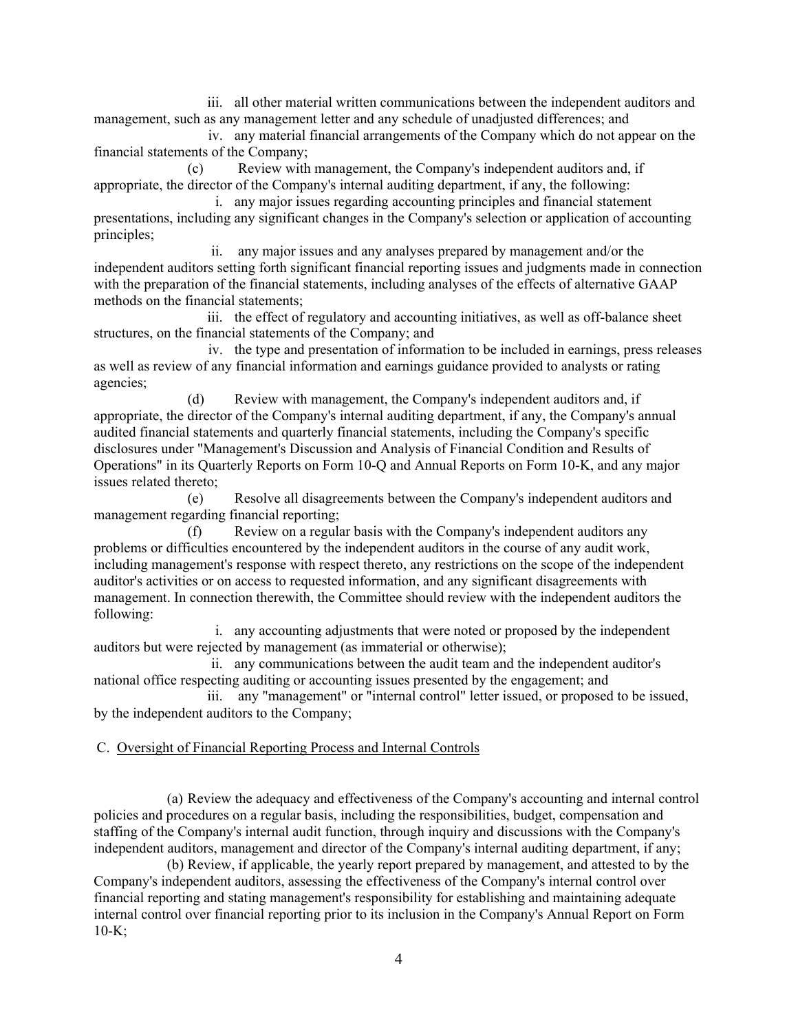iii. all other material written communications between the independent auditors and management, such as any management letter and any schedule of unadjusted differences; and

iv. any material financial arrangements of the Company which do not appear on the financial statements of the Company;

(c) Review with management, the Company's independent auditors and, if appropriate, the director of the Company's internal auditing department, if any, the following:

i. any major issues regarding accounting principles and financial statement presentations, including any significant changes in the Company's selection or application of accounting principles;

ii. any major issues and any analyses prepared by management and/or the independent auditors setting forth significant financial reporting issues and judgments made in connection with the preparation of the financial statements, including analyses of the effects of alternative GAAP methods on the financial statements;

iii. the effect of regulatory and accounting initiatives, as well as off-balance sheet structures, on the financial statements of the Company; and

iv. the type and presentation of information to be included in earnings, press releases as well as review of any financial information and earnings guidance provided to analysts or rating agencies;

(d) Review with management, the Company's independent auditors and, if appropriate, the director of the Company's internal auditing department, if any, the Company's annual audited financial statements and quarterly financial statements, including the Company's specific disclosures under "Management's Discussion and Analysis of Financial Condition and Results of Operations" in its Quarterly Reports on Form 10-Q and Annual Reports on Form 10-K, and any major issues related thereto;

(e) Resolve all disagreements between the Company's independent auditors and management regarding financial reporting;

(f) Review on a regular basis with the Company's independent auditors any problems or difficulties encountered by the independent auditors in the course of any audit work, including management's response with respect thereto, any restrictions on the scope of the independent auditor's activities or on access to requested information, and any significant disagreements with management. In connection therewith, the Committee should review with the independent auditors the following:

i. any accounting adjustments that were noted or proposed by the independent auditors but were rejected by management (as immaterial or otherwise);

ii. any communications between the audit team and the independent auditor's national office respecting auditing or accounting issues presented by the engagement; and

iii. any "management" or "internal control" letter issued, or proposed to be issued, by the independent auditors to the Company;

C. <u>Oversight of Financial Reporting Process and Internal Controls</u>

(a) Review the adequacy and effectiveness of the Company's accounting and internal control policies and procedures on a regular basis, including the responsibilities, budget, compensation and staffing of the Company's internal audit function, through inquiry and discussions with the Company's independent auditors, management and director of the Company's internal auditing department, if any;

(b) Review, if applicable, the yearly report prepared by management, and attested to by the Company's independent auditors, assessing the effectiveness of the Company's internal control over financial reporting and stating management's responsibility for establishing and maintaining adequate internal control over financial reporting prior to its inclusion in the Company's Annual Report on Form 10-K;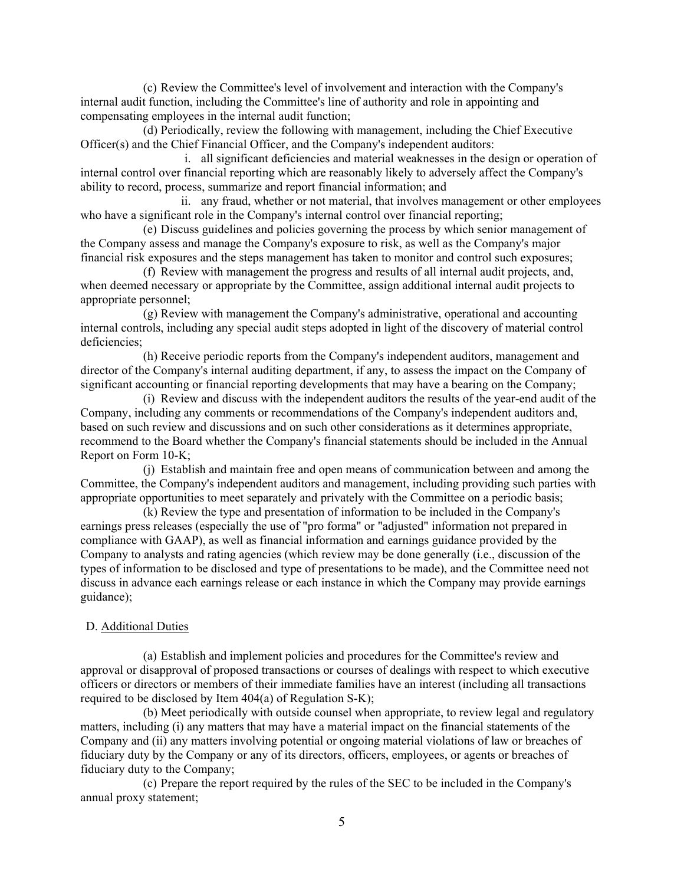(c) Review the Committee's level of involvement and interaction with the Company's internal audit function, including the Committee's line of authority and role in appointing and compensating employees in the internal audit function;

(d) Periodically, review the following with management, including the Chief Executive Officer(s) and the Chief Financial Officer, and the Company's independent auditors:

i. all significant deficiencies and material weaknesses in the design or operation of internal control over financial reporting which are reasonably likely to adversely affect the Company's ability to record, process, summarize and report financial information; and

ii. any fraud, whether or not material, that involves management or other employees who have a significant role in the Company's internal control over financial reporting;

(e) Discuss guidelines and policies governing the process by which senior management of the Company assess and manage the Company's exposure to risk, as well as the Company's major financial risk exposures and the steps management has taken to monitor and control such exposures;

(f) Review with management the progress and results of all internal audit projects, and, when deemed necessary or appropriate by the Committee, assign additional internal audit projects to appropriate personnel;

(g) Review with management the Company's administrative, operational and accounting internal controls, including any special audit steps adopted in light of the discovery of material control deficiencies;

(h) Receive periodic reports from the Company's independent auditors, management and director of the Company's internal auditing department, if any, to assess the impact on the Company of significant accounting or financial reporting developments that may have a bearing on the Company;

(i) Review and discuss with the independent auditors the results of the year-end audit of the Company, including any comments or recommendations of the Company's independent auditors and, based on such review and discussions and on such other considerations as it determines appropriate, recommend to the Board whether the Company's financial statements should be included in the Annual Report on Form 10-K;

(j) Establish and maintain free and open means of communication between and among the Committee, the Company's independent auditors and management, including providing such parties with appropriate opportunities to meet separately and privately with the Committee on a periodic basis;

(k) Review the type and presentation of information to be included in the Company's earnings press releases (especially the use of "pro forma" or "adjusted" information not prepared in compliance with GAAP), as well as financial information and earnings guidance provided by the Company to analysts and rating agencies (which review may be done generally (i.e., discussion of the types of information to be disclosed and type of presentations to be made), and the Committee need not discuss in advance each earnings release or each instance in which the Company may provide earnings guidance);

D. Additional Duties

(a) Establish and implement policies and procedures for the Committee's review and approval or disapproval of proposed transactions or courses of dealings with respect to which executive officers or directors or members of their immediate families have an interest (including all transactions required to be disclosed by Item 404(a) of Regulation S-K);

(b) Meet periodically with outside counsel when appropriate, to review legal and regulatory matters, including (i) any matters that may have a material impact on the financial statements of the Company and (ii) any matters involving potential or ongoing material violations of law or breaches of fiduciary duty by the Company or any of its directors, officers, employees, or agents or breaches of fiduciary duty to the Company;

(c) Prepare the report required by the rules of the SEC to be included in the Company's annual proxy statement;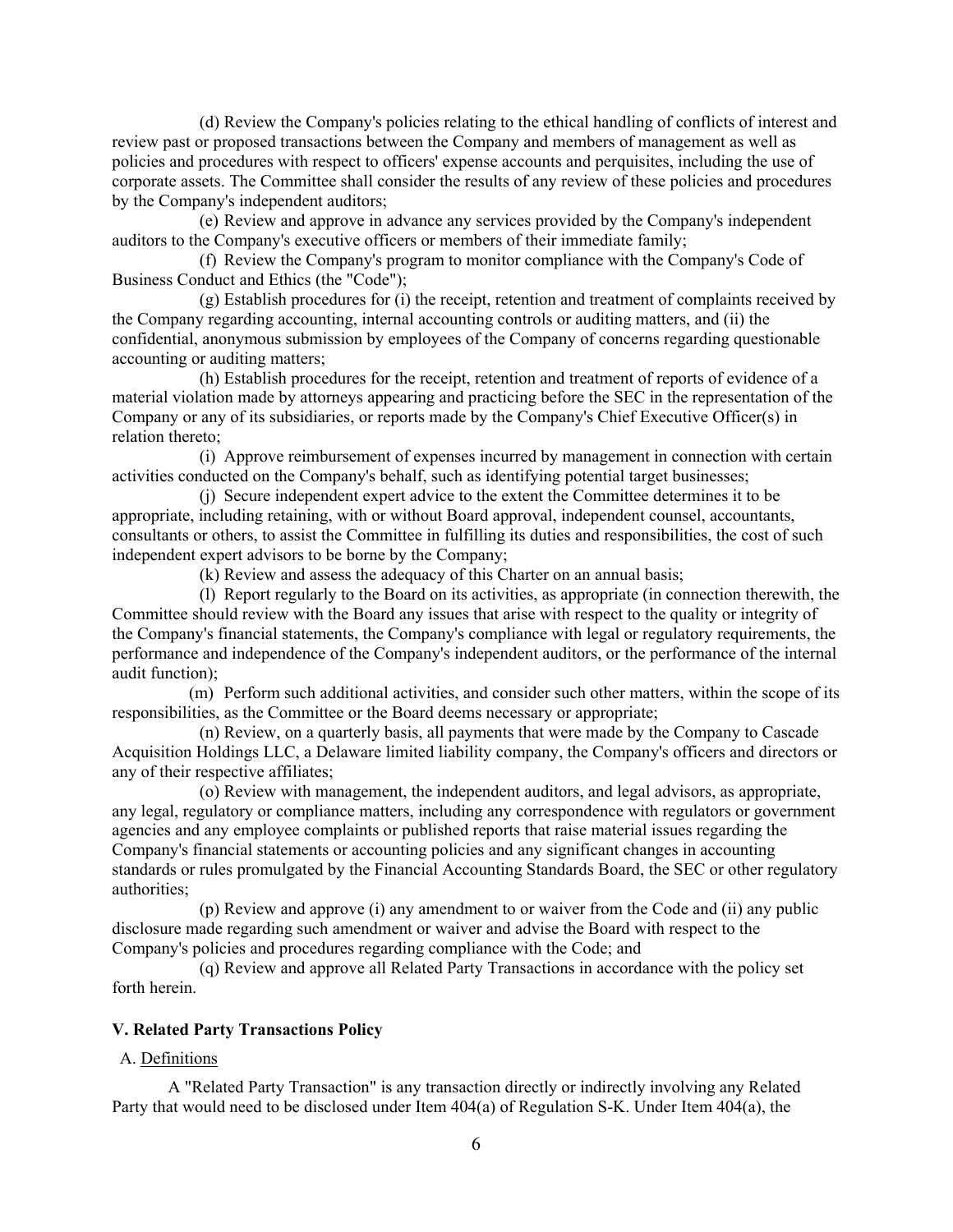(d) Review the Company's policies relating to the ethical handling of conflicts of interest and review past or proposed transactions between the Company and members of management as well as policies and procedures with respect to officers' expense accounts and perquisites, including the use of corporate assets. The Committee shall consider the results of any review of these policies and procedures by the Company's independent auditors;

(e) Review and approve in advance any services provided by the Company's independent auditors to the Company's executive officers or members of their immediate family;

(f) Review the Company's program to monitor compliance with the Company's Code of Business Conduct and Ethics (the "Code");

(g) Establish procedures for (i) the receipt, retention and treatment of complaints received by the Company regarding accounting, internal accounting controls or auditing matters, and (ii) the confidential, anonymous submission by employees of the Company of concerns regarding questionable accounting or auditing matters;

(h) Establish procedures for the receipt, retention and treatment of reports of evidence of a material violation made by attorneys appearing and practicing before the SEC in the representation of the Company or any of its subsidiaries, or reports made by the Company's Chief Executive Officer(s) in relation thereto;

(i) Approve reimbursement of expenses incurred by management in connection with certain activities conducted on the Company's behalf, such as identifying potential target businesses;

(j) Secure independent expert advice to the extent the Committee determines it to be appropriate, including retaining, with or without Board approval, independent counsel, accountants, consultants or others, to assist the Committee in fulfilling its duties and responsibilities, the cost of such independent expert advisors to be borne by the Company;

(k) Review and assess the adequacy of this Charter on an annual basis;

(l) Report regularly to the Board on its activities, as appropriate (in connection therewith, the Committee should review with the Board any issues that arise with respect to the quality or integrity of the Company's financial statements, the Company's compliance with legal or regulatory requirements, the performance and independence of the Company's independent auditors, or the performance of the internal audit function);

(m) Perform such additional activities, and consider such other matters, within the scope of its responsibilities, as the Committee or the Board deems necessary or appropriate;

(n) Review, on a quarterly basis, all payments that were made by the Company to Cascade Acquisition Holdings LLC, a Delaware limited liability company, the Company's officers and directors or any of their respective affiliates;

(o) Review with management, the independent auditors, and legal advisors, as appropriate, any legal, regulatory or compliance matters, including any correspondence with regulators or government agencies and any employee complaints or published reports that raise material issues regarding the Company's financial statements or accounting policies and any significant changes in accounting standards or rules promulgated by the Financial Accounting Standards Board, the SEC or other regulatory authorities;

(p) Review and approve (i) any amendment to or waiver from the Code and (ii) any public disclosure made regarding such amendment or waiver and advise the Board with respect to the Company's policies and procedures regarding compliance with the Code; and

(q) Review and approve all Related Party Transactions in accordance with the policy set forth herein.

## V. Related Party Transactions Policy

A. Definitions

A "Related Party Transaction" is any transaction directly or indirectly involving any Related Party that would need to be disclosed under Item 404(a) of Regulation S-K. Under Item 404(a), the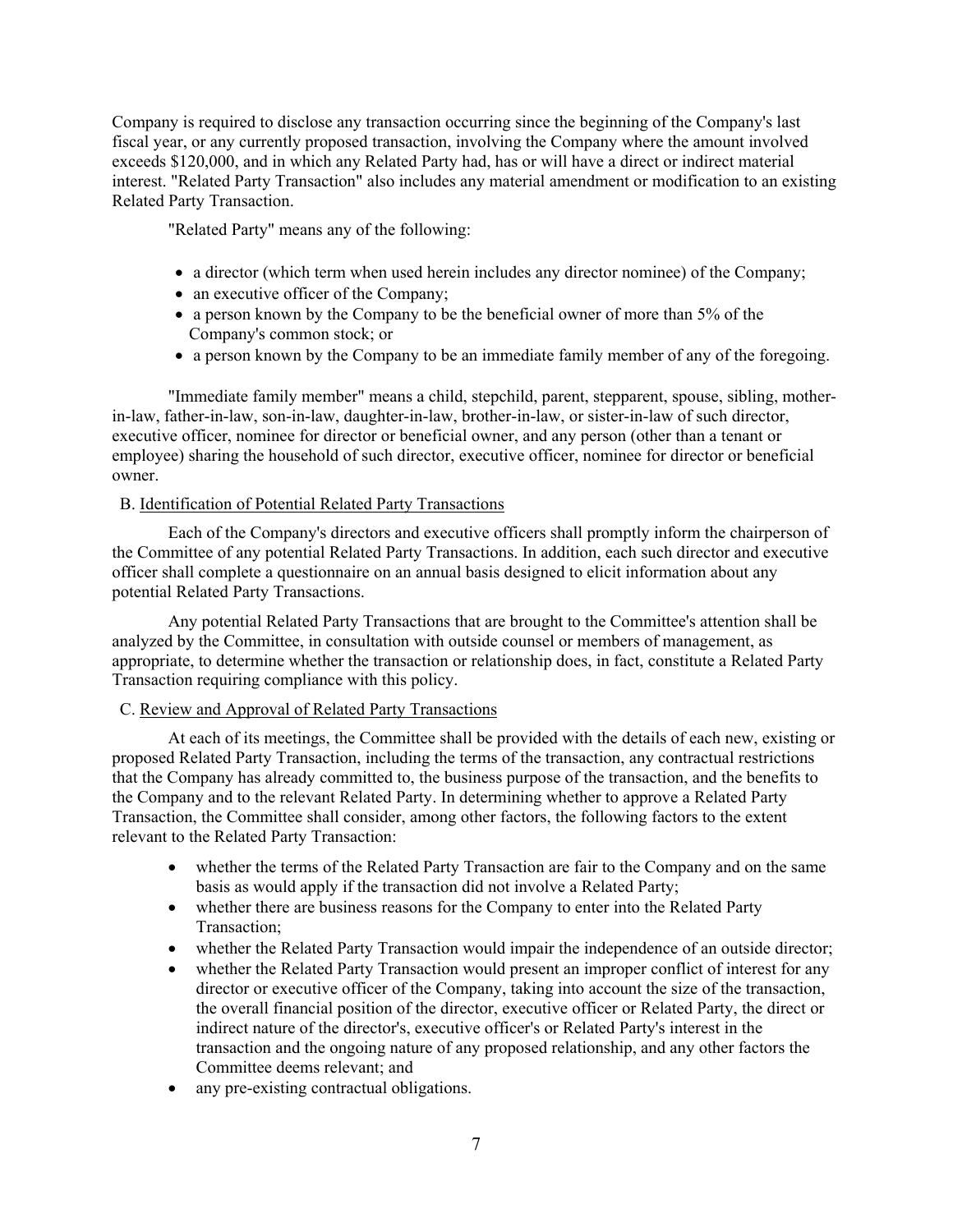Company is required to disclose any transaction occurring since the beginning of the Company's last fiscal year, or any currently proposed transaction, involving the Company where the amount involved exceeds $120,000, and in which any Related Party had, has or will have a direct or indirect material interest. "Related Party Transaction" also includes any material amendment or modification to an existing Related Party Transaction.

"Related Party" means any of the following:

- a director (which term when used herein includes any director nominee) of the Company;
- an executive officer of the Company;
- a person known by the Company to be the beneficial owner of more than 5% of the Company's common stock; or
- a person known by the Company to be an immediate family member of any of the foregoing.

"Immediate family member" means a child, stepchild, parent, stepparent, spouse, sibling, mother-in-law, father-in-law, son-in-law, daughter-in-law, brother-in-law, or sister-in-law of such director, executive officer, nominee for director or beneficial owner, and any person (other than a tenant or employee) sharing the household of such director, executive officer, nominee for director or beneficial owner.

B. Identification of Potential Related Party Transactions

Each of the Company's directors and executive officers shall promptly inform the chairperson of the Committee of any potential Related Party Transactions. In addition, each such director and executive officer shall complete a questionnaire on an annual basis designed to elicit information about any potential Related Party Transactions.

Any potential Related Party Transactions that are brought to the Committee's attention shall be analyzed by the Committee, in consultation with outside counsel or members of management, as appropriate, to determine whether the transaction or relationship does, in fact, constitute a Related Party Transaction requiring compliance with this policy.

C. Review and Approval of Related Party Transactions

At each of its meetings, the Committee shall be provided with the details of each new, existing or proposed Related Party Transaction, including the terms of the transaction, any contractual restrictions that the Company has already committed to, the business purpose of the transaction, and the benefits to the Company and to the relevant Related Party. In determining whether to approve a Related Party Transaction, the Committee shall consider, among other factors, the following factors to the extent relevant to the Related Party Transaction:

- whether the terms of the Related Party Transaction are fair to the Company and on the same basis as would apply if the transaction did not involve a Related Party;
- whether there are business reasons for the Company to enter into the Related Party Transaction;
- whether the Related Party Transaction would impair the independence of an outside director;
- whether the Related Party Transaction would present an improper conflict of interest for any director or executive officer of the Company, taking into account the size of the transaction, the overall financial position of the director, executive officer or Related Party, the direct or indirect nature of the director's, executive officer's or Related Party's interest in the transaction and the ongoing nature of any proposed relationship, and any other factors the Committee deems relevant; and
- any pre-existing contractual obligations.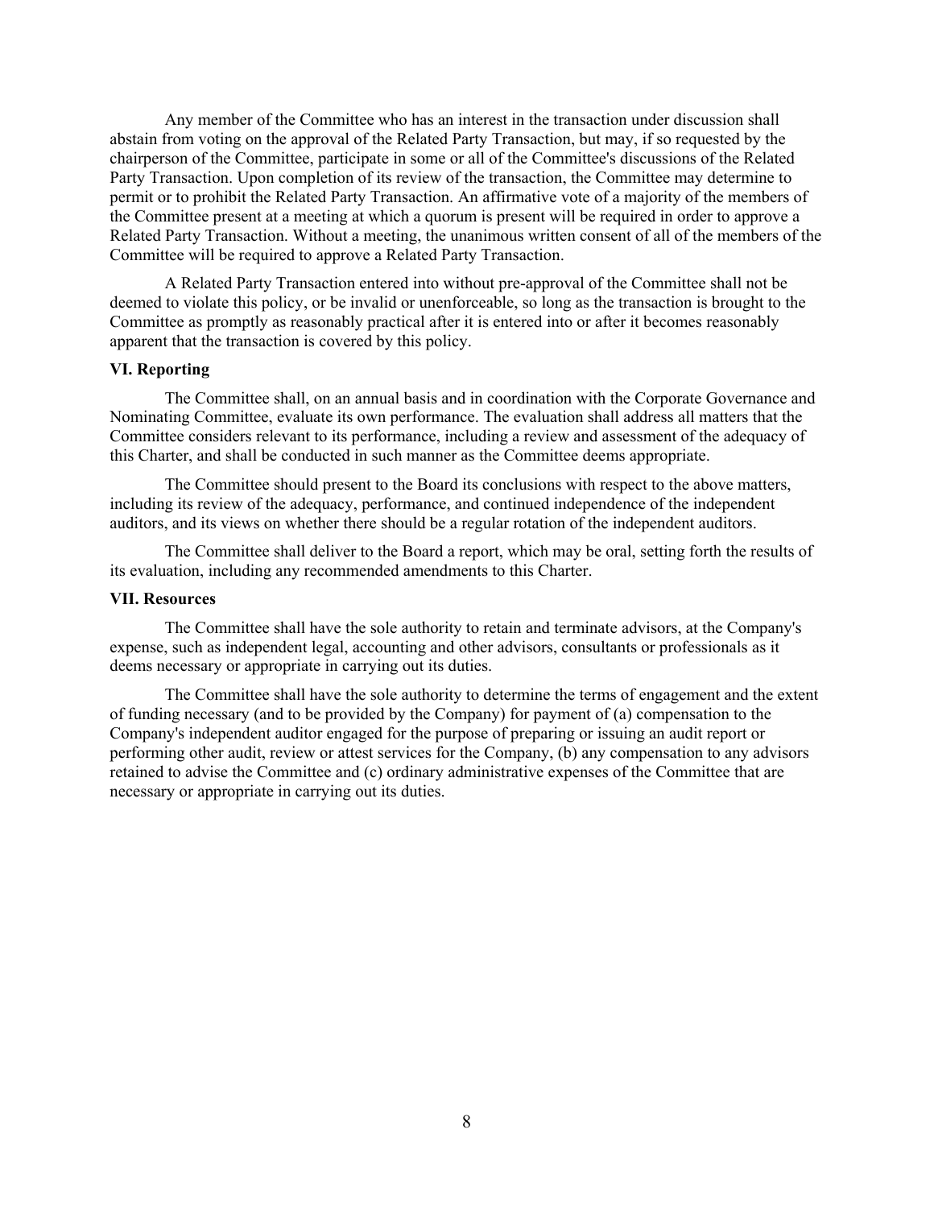Any member of the Committee who has an interest in the transaction under discussion shall abstain from voting on the approval of the Related Party Transaction, but may, if so requested by the chairperson of the Committee, participate in some or all of the Committee's discussions of the Related Party Transaction. Upon completion of its review of the transaction, the Committee may determine to permit or to prohibit the Related Party Transaction. An affirmative vote of a majority of the members of the Committee present at a meeting at which a quorum is present will be required in order to approve a Related Party Transaction. Without a meeting, the unanimous written consent of all of the members of the Committee will be required to approve a Related Party Transaction.

A Related Party Transaction entered into without pre-approval of the Committee shall not be deemed to violate this policy, or be invalid or unenforceable, so long as the transaction is brought to the Committee as promptly as reasonably practical after it is entered into or after it becomes reasonably apparent that the transaction is covered by this policy.

### VI. Reporting

The Committee shall, on an annual basis and in coordination with the Corporate Governance and Nominating Committee, evaluate its own performance. The evaluation shall address all matters that the Committee considers relevant to its performance, including a review and assessment of the adequacy of this Charter, and shall be conducted in such manner as the Committee deems appropriate.

The Committee should present to the Board its conclusions with respect to the above matters, including its review of the adequacy, performance, and continued independence of the independent auditors, and its views on whether there should be a regular rotation of the independent auditors.

The Committee shall deliver to the Board a report, which may be oral, setting forth the results of its evaluation, including any recommended amendments to this Charter.

### VII. Resources

The Committee shall have the sole authority to retain and terminate advisors, at the Company's expense, such as independent legal, accounting and other advisors, consultants or professionals as it deems necessary or appropriate in carrying out its duties.

The Committee shall have the sole authority to determine the terms of engagement and the extent of funding necessary (and to be provided by the Company) for payment of (a) compensation to the Company's independent auditor engaged for the purpose of preparing or issuing an audit report or performing other audit, review or attest services for the Company, (b) any compensation to any advisors retained to advise the Committee and (c) ordinary administrative expenses of the Committee that are necessary or appropriate in carrying out its duties.